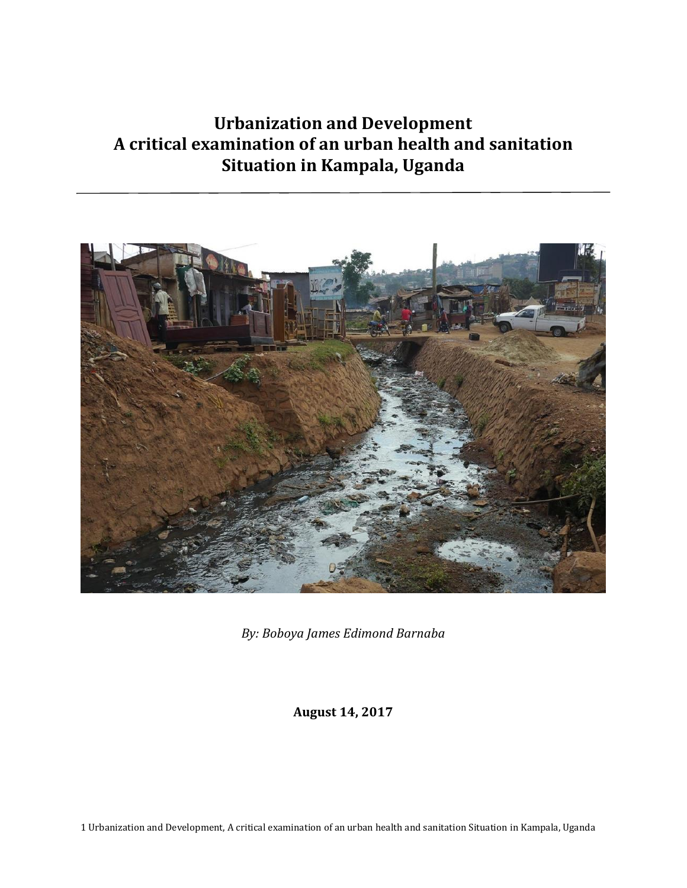# Urbanization and Development
# A critical examination of an urban health and sanitation Situation in Kampala, Uganda

*By: Boboya James Edimond Barnaba*

**August 14, 2017**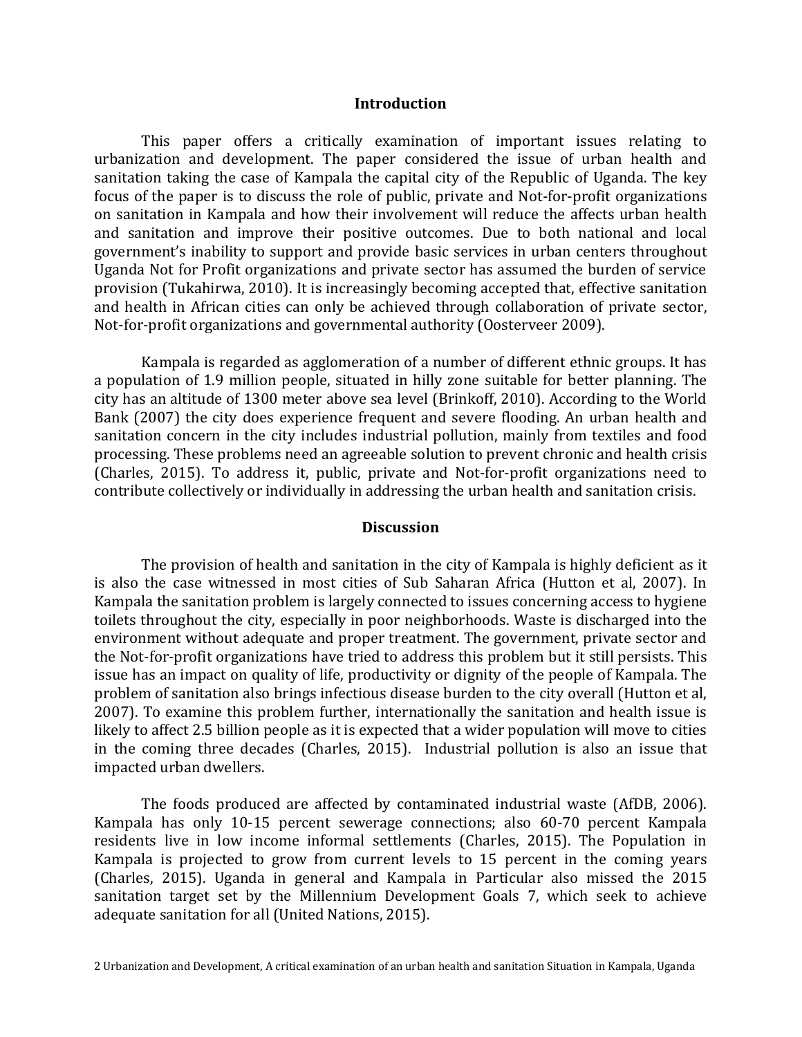## Introduction

This paper offers a critically examination of important issues relating to urbanization and development. The paper considered the issue of urban health and sanitation taking the case of Kampala the capital city of the Republic of Uganda. The key focus of the paper is to discuss the role of public, private and Not-for-profit organizations on sanitation in Kampala and how their involvement will reduce the affects urban health and sanitation and improve their positive outcomes. Due to both national and local government's inability to support and provide basic services in urban centers throughout Uganda Not for Profit organizations and private sector has assumed the burden of service provision (Tukahirwa, 2010). It is increasingly becoming accepted that, effective sanitation and health in African cities can only be achieved through collaboration of private sector, Not-for-profit organizations and governmental authority (Oosterveer 2009).

Kampala is regarded as agglomeration of a number of different ethnic groups. It has a population of 1.9 million people, situated in hilly zone suitable for better planning. The city has an altitude of 1300 meter above sea level (Brinkoff, 2010). According to the World Bank (2007) the city does experience frequent and severe flooding. An urban health and sanitation concern in the city includes industrial pollution, mainly from textiles and food processing. These problems need an agreeable solution to prevent chronic and health crisis (Charles, 2015). To address it, public, private and Not-for-profit organizations need to contribute collectively or individually in addressing the urban health and sanitation crisis.

## Discussion

The provision of health and sanitation in the city of Kampala is highly deficient as it is also the case witnessed in most cities of Sub Saharan Africa (Hutton et al, 2007). In Kampala the sanitation problem is largely connected to issues concerning access to hygiene toilets throughout the city, especially in poor neighborhoods. Waste is discharged into the environment without adequate and proper treatment. The government, private sector and the Not-for-profit organizations have tried to address this problem but it still persists. This issue has an impact on quality of life, productivity or dignity of the people of Kampala. The problem of sanitation also brings infectious disease burden to the city overall (Hutton et al, 2007). To examine this problem further, internationally the sanitation and health issue is likely to affect 2.5 billion people as it is expected that a wider population will move to cities in the coming three decades (Charles, 2015). Industrial pollution is also an issue that impacted urban dwellers.

The foods produced are affected by contaminated industrial waste (AfDB, 2006). Kampala has only 10-15 percent sewerage connections; also 60-70 percent Kampala residents live in low income informal settlements (Charles, 2015). The Population in Kampala is projected to grow from current levels to 15 percent in the coming years (Charles, 2015). Uganda in general and Kampala in Particular also missed the 2015 sanitation target set by the Millennium Development Goals 7, which seek to achieve adequate sanitation for all (United Nations, 2015).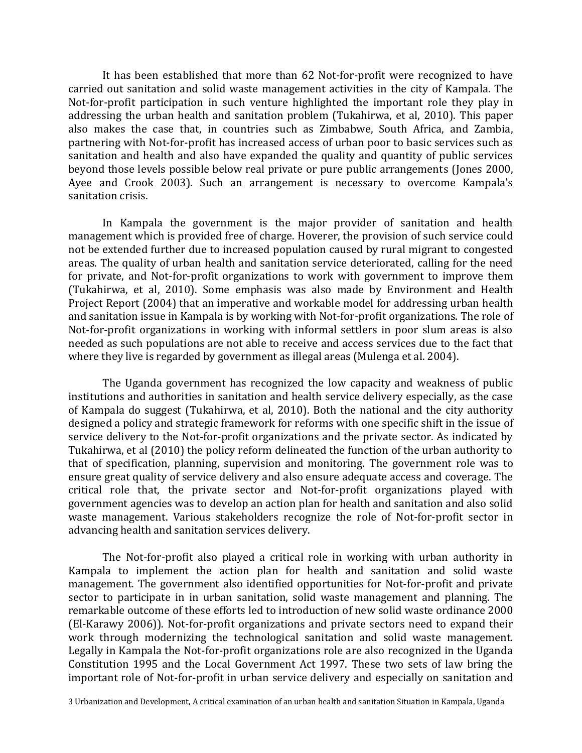It has been established that more than 62 Not-for-profit were recognized to have carried out sanitation and solid waste management activities in the city of Kampala. The Not-for-profit participation in such venture highlighted the important role they play in addressing the urban health and sanitation problem (Tukahirwa, et al, 2010). This paper also makes the case that, in countries such as Zimbabwe, South Africa, and Zambia, partnering with Not-for-profit has increased access of urban poor to basic services such as sanitation and health and also have expanded the quality and quantity of public services beyond those levels possible below real private or pure public arrangements (Jones 2000, Ayee and Crook 2003). Such an arrangement is necessary to overcome Kampala's sanitation crisis.

In Kampala the government is the major provider of sanitation and health management which is provided free of charge. Hoverer, the provision of such service could not be extended further due to increased population caused by rural migrant to congested areas. The quality of urban health and sanitation service deteriorated, calling for the need for private, and Not-for-profit organizations to work with government to improve them (Tukahirwa, et al, 2010). Some emphasis was also made by Environment and Health Project Report (2004) that an imperative and workable model for addressing urban health and sanitation issue in Kampala is by working with Not-for-profit organizations. The role of Not-for-profit organizations in working with informal settlers in poor slum areas is also needed as such populations are not able to receive and access services due to the fact that where they live is regarded by government as illegal areas (Mulenga et al. 2004).

The Uganda government has recognized the low capacity and weakness of public institutions and authorities in sanitation and health service delivery especially, as the case of Kampala do suggest (Tukahirwa, et al, 2010). Both the national and the city authority designed a policy and strategic framework for reforms with one specific shift in the issue of service delivery to the Not-for-profit organizations and the private sector. As indicated by Tukahirwa, et al (2010) the policy reform delineated the function of the urban authority to that of specification, planning, supervision and monitoring. The government role was to ensure great quality of service delivery and also ensure adequate access and coverage. The critical role that, the private sector and Not-for-profit organizations played with government agencies was to develop an action plan for health and sanitation and also solid waste management. Various stakeholders recognize the role of Not-for-profit sector in advancing health and sanitation services delivery.

The Not-for-profit also played a critical role in working with urban authority in Kampala to implement the action plan for health and sanitation and solid waste management. The government also identified opportunities for Not-for-profit and private sector to participate in in urban sanitation, solid waste management and planning. The remarkable outcome of these efforts led to introduction of new solid waste ordinance 2000 (El-Karawy 2006)). Not-for-profit organizations and private sectors need to expand their work through modernizing the technological sanitation and solid waste management. Legally in Kampala the Not-for-profit organizations role are also recognized in the Uganda Constitution 1995 and the Local Government Act 1997. These two sets of law bring the important role of Not-for-profit in urban service delivery and especially on sanitation and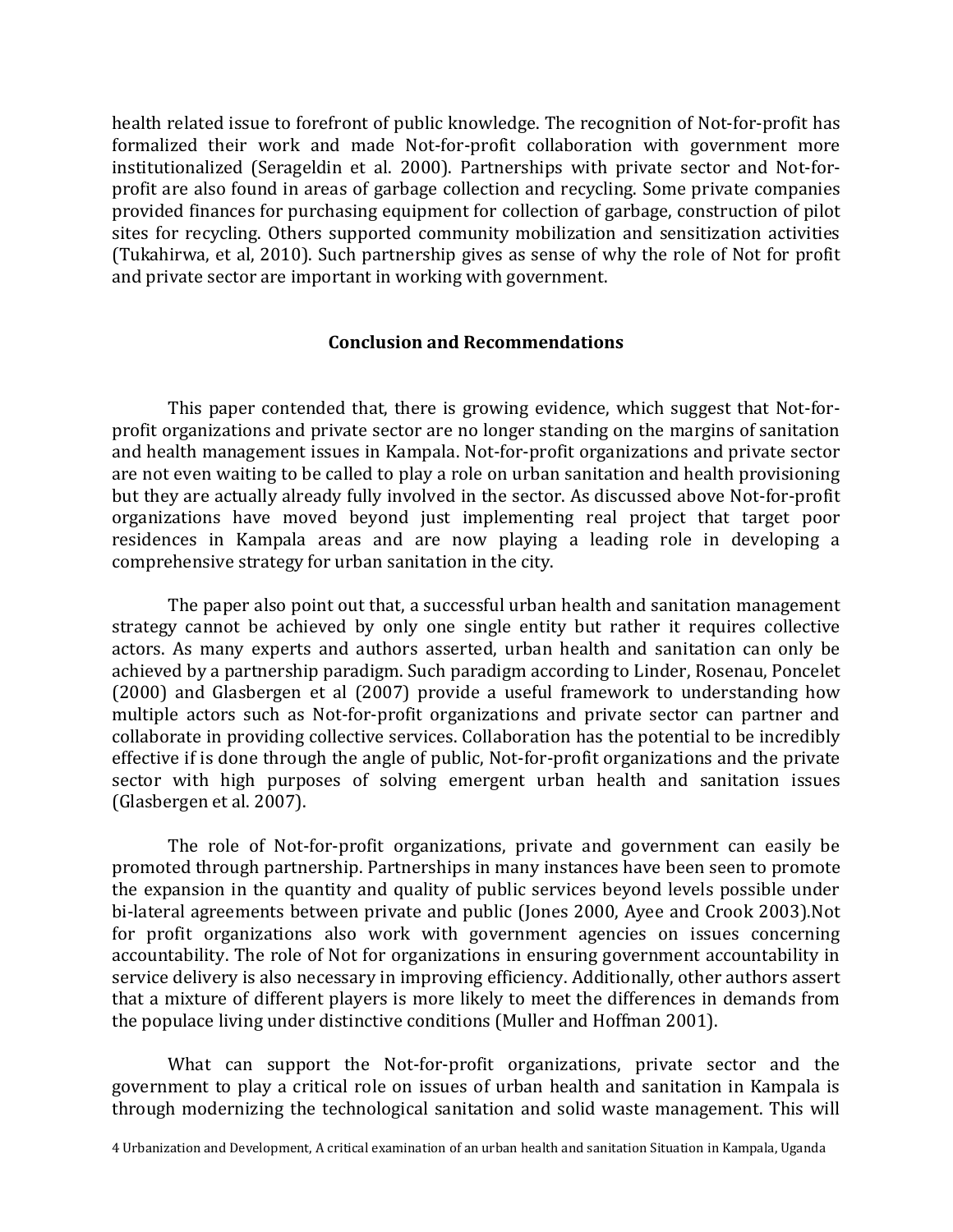health related issue to forefront of public knowledge. The recognition of Not-for-profit has formalized their work and made Not-for-profit collaboration with government more institutionalized (Serageldin et al. 2000). Partnerships with private sector and Not-for-profit are also found in areas of garbage collection and recycling. Some private companies provided finances for purchasing equipment for collection of garbage, construction of pilot sites for recycling. Others supported community mobilization and sensitization activities (Tukahirwa, et al, 2010). Such partnership gives as sense of why the role of Not for profit and private sector are important in working with government.

## Conclusion and Recommendations

This paper contended that, there is growing evidence, which suggest that Not-for-profit organizations and private sector are no longer standing on the margins of sanitation and health management issues in Kampala. Not-for-profit organizations and private sector are not even waiting to be called to play a role on urban sanitation and health provisioning but they are actually already fully involved in the sector. As discussed above Not-for-profit organizations have moved beyond just implementing real project that target poor residences in Kampala areas and are now playing a leading role in developing a comprehensive strategy for urban sanitation in the city.

The paper also point out that, a successful urban health and sanitation management strategy cannot be achieved by only one single entity but rather it requires collective actors. As many experts and authors asserted, urban health and sanitation can only be achieved by a partnership paradigm. Such paradigm according to Linder, Rosenau, Poncelet (2000) and Glasbergen et al (2007) provide a useful framework to understanding how multiple actors such as Not-for-profit organizations and private sector can partner and collaborate in providing collective services. Collaboration has the potential to be incredibly effective if is done through the angle of public, Not-for-profit organizations and the private sector with high purposes of solving emergent urban health and sanitation issues (Glasbergen et al. 2007).

The role of Not-for-profit organizations, private and government can easily be promoted through partnership. Partnerships in many instances have been seen to promote the expansion in the quantity and quality of public services beyond levels possible under bi-lateral agreements between private and public (Jones 2000, Ayee and Crook 2003).Not for profit organizations also work with government agencies on issues concerning accountability. The role of Not for organizations in ensuring government accountability in service delivery is also necessary in improving efficiency. Additionally, other authors assert that a mixture of different players is more likely to meet the differences in demands from the populace living under distinctive conditions (Muller and Hoffman 2001).

What can support the Not-for-profit organizations, private sector and the government to play a critical role on issues of urban health and sanitation in Kampala is through modernizing the technological sanitation and solid waste management. This will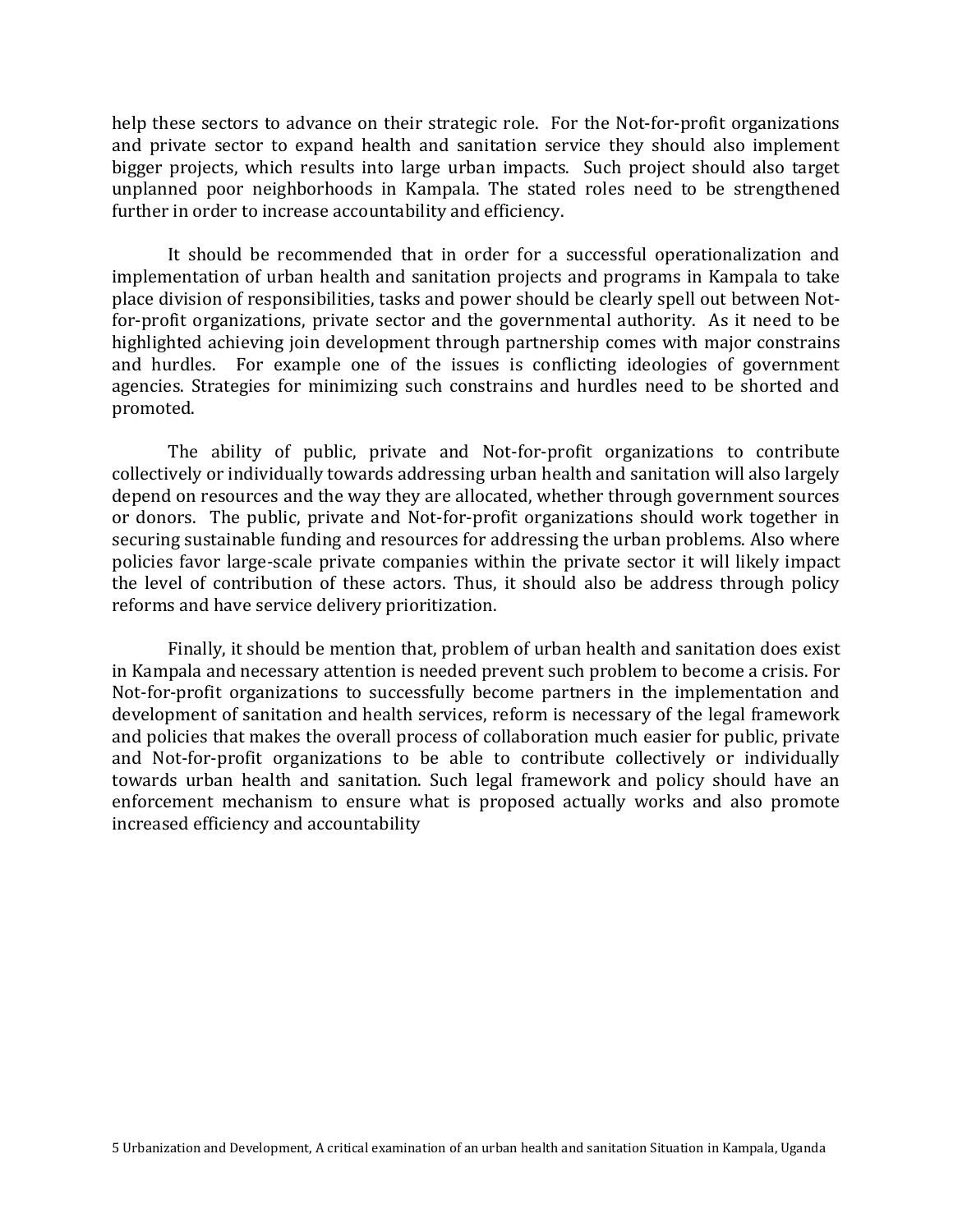help these sectors to advance on their strategic role. For the Not-for-profit organizations and private sector to expand health and sanitation service they should also implement bigger projects, which results into large urban impacts. Such project should also target unplanned poor neighborhoods in Kampala. The stated roles need to be strengthened further in order to increase accountability and efficiency.

It should be recommended that in order for a successful operationalization and implementation of urban health and sanitation projects and programs in Kampala to take place division of responsibilities, tasks and power should be clearly spell out between Not-for-profit organizations, private sector and the governmental authority. As it need to be highlighted achieving join development through partnership comes with major constrains and hurdles. For example one of the issues is conflicting ideologies of government agencies. Strategies for minimizing such constrains and hurdles need to be shorted and promoted.

The ability of public, private and Not-for-profit organizations to contribute collectively or individually towards addressing urban health and sanitation will also largely depend on resources and the way they are allocated, whether through government sources or donors. The public, private and Not-for-profit organizations should work together in securing sustainable funding and resources for addressing the urban problems. Also where policies favor large-scale private companies within the private sector it will likely impact the level of contribution of these actors. Thus, it should also be address through policy reforms and have service delivery prioritization.

Finally, it should be mention that, problem of urban health and sanitation does exist in Kampala and necessary attention is needed prevent such problem to become a crisis. For Not-for-profit organizations to successfully become partners in the implementation and development of sanitation and health services, reform is necessary of the legal framework and policies that makes the overall process of collaboration much easier for public, private and Not-for-profit organizations to be able to contribute collectively or individually towards urban health and sanitation. Such legal framework and policy should have an enforcement mechanism to ensure what is proposed actually works and also promote increased efficiency and accountability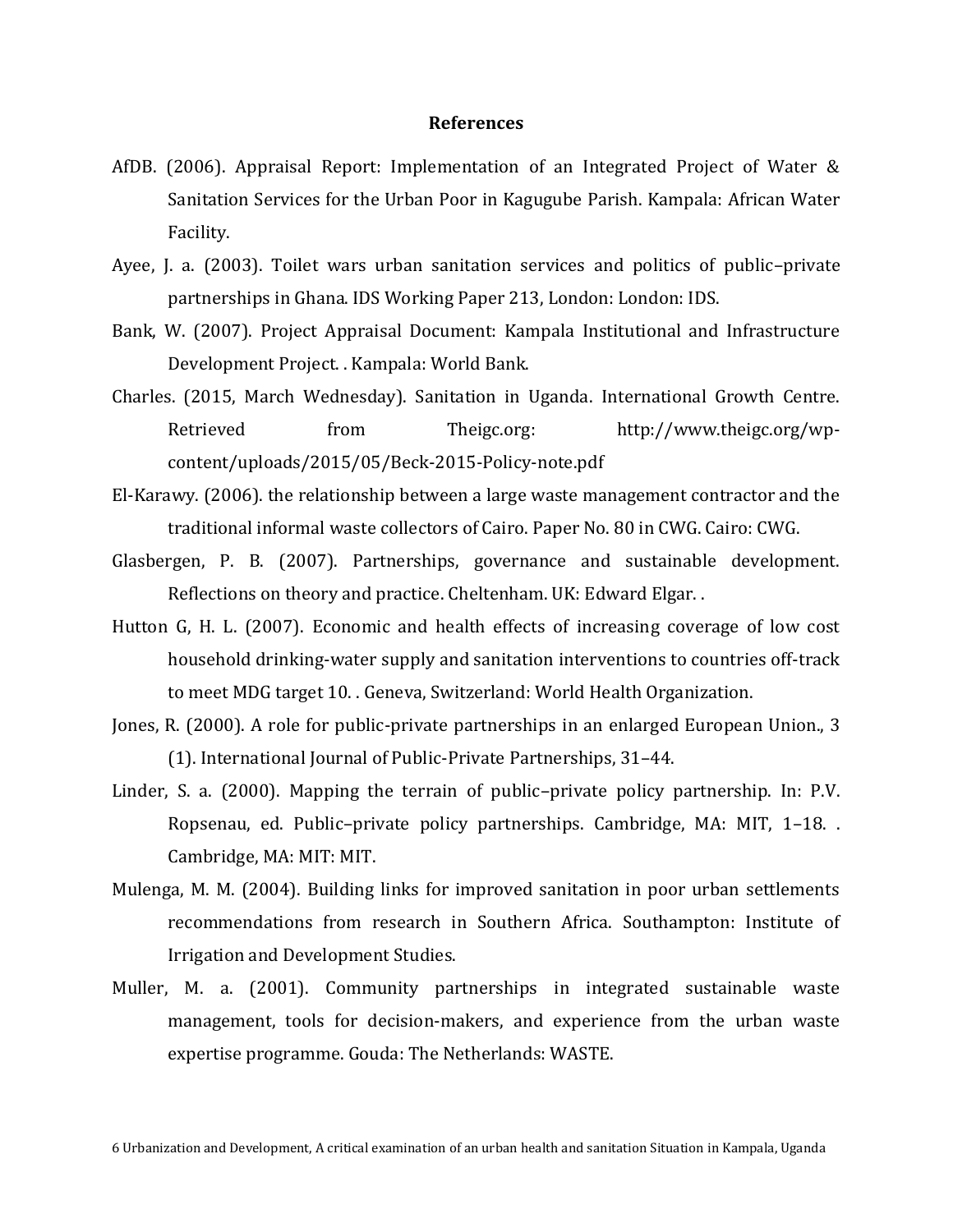## References

AfDB. (2006). Appraisal Report: Implementation of an Integrated Project of Water & Sanitation Services for the Urban Poor in Kagugube Parish. Kampala: African Water Facility.

Ayee, J. a. (2003). Toilet wars urban sanitation services and politics of public–private partnerships in Ghana. IDS Working Paper 213, London: London: IDS.

Bank, W. (2007). Project Appraisal Document: Kampala Institutional and Infrastructure Development Project. . Kampala: World Bank.

Charles. (2015, March Wednesday). Sanitation in Uganda. International Growth Centre. Retrieved from Theigc.org: http://www.theigc.org/wp-content/uploads/2015/05/Beck-2015-Policy-note.pdf

El-Karawy. (2006). the relationship between a large waste management contractor and the traditional informal waste collectors of Cairo. Paper No. 80 in CWG. Cairo: CWG.

Glasbergen, P. B. (2007). Partnerships, governance and sustainable development. Reflections on theory and practice. Cheltenham. UK: Edward Elgar. .

Hutton G, H. L. (2007). Economic and health effects of increasing coverage of low cost household drinking-water supply and sanitation interventions to countries off-track to meet MDG target 10. . Geneva, Switzerland: World Health Organization.

Jones, R. (2000). A role for public-private partnerships in an enlarged European Union., 3 (1). International Journal of Public-Private Partnerships, 31–44.

Linder, S. a. (2000). Mapping the terrain of public–private policy partnership. In: P.V. Ropsenau, ed. Public–private policy partnerships. Cambridge, MA: MIT, 1–18. . Cambridge, MA: MIT: MIT.

Mulenga, M. M. (2004). Building links for improved sanitation in poor urban settlements recommendations from research in Southern Africa. Southampton: Institute of Irrigation and Development Studies.

Muller, M. a. (2001). Community partnerships in integrated sustainable waste management, tools for decision-makers, and experience from the urban waste expertise programme. Gouda: The Netherlands: WASTE.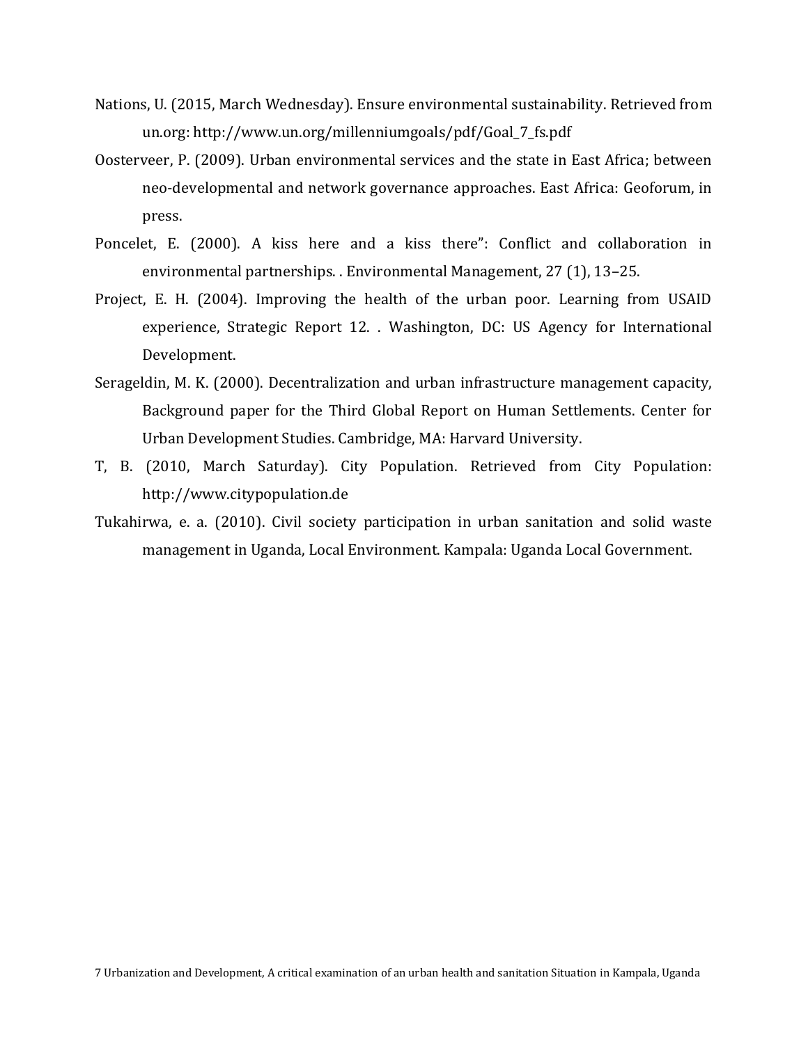Nations, U. (2015, March Wednesday). Ensure environmental sustainability. Retrieved from un.org: http://www.un.org/millenniumgoals/pdf/Goal_7_fs.pdf

Oosterveer, P. (2009). Urban environmental services and the state in East Africa; between neo-developmental and network governance approaches. East Africa: Geoforum, in press.

Poncelet, E. (2000). A kiss here and a kiss there": Conflict and collaboration in environmental partnerships. . Environmental Management, 27 (1), 13–25.

Project, E. H. (2004). Improving the health of the urban poor. Learning from USAID experience, Strategic Report 12. . Washington, DC: US Agency for International Development.

Serageldin, M. K. (2000). Decentralization and urban infrastructure management capacity, Background paper for the Third Global Report on Human Settlements. Center for Urban Development Studies. Cambridge, MA: Harvard University.

T, B. (2010, March Saturday). City Population. Retrieved from City Population: http://www.citypopulation.de

Tukahirwa, e. a. (2010). Civil society participation in urban sanitation and solid waste management in Uganda, Local Environment. Kampala: Uganda Local Government.